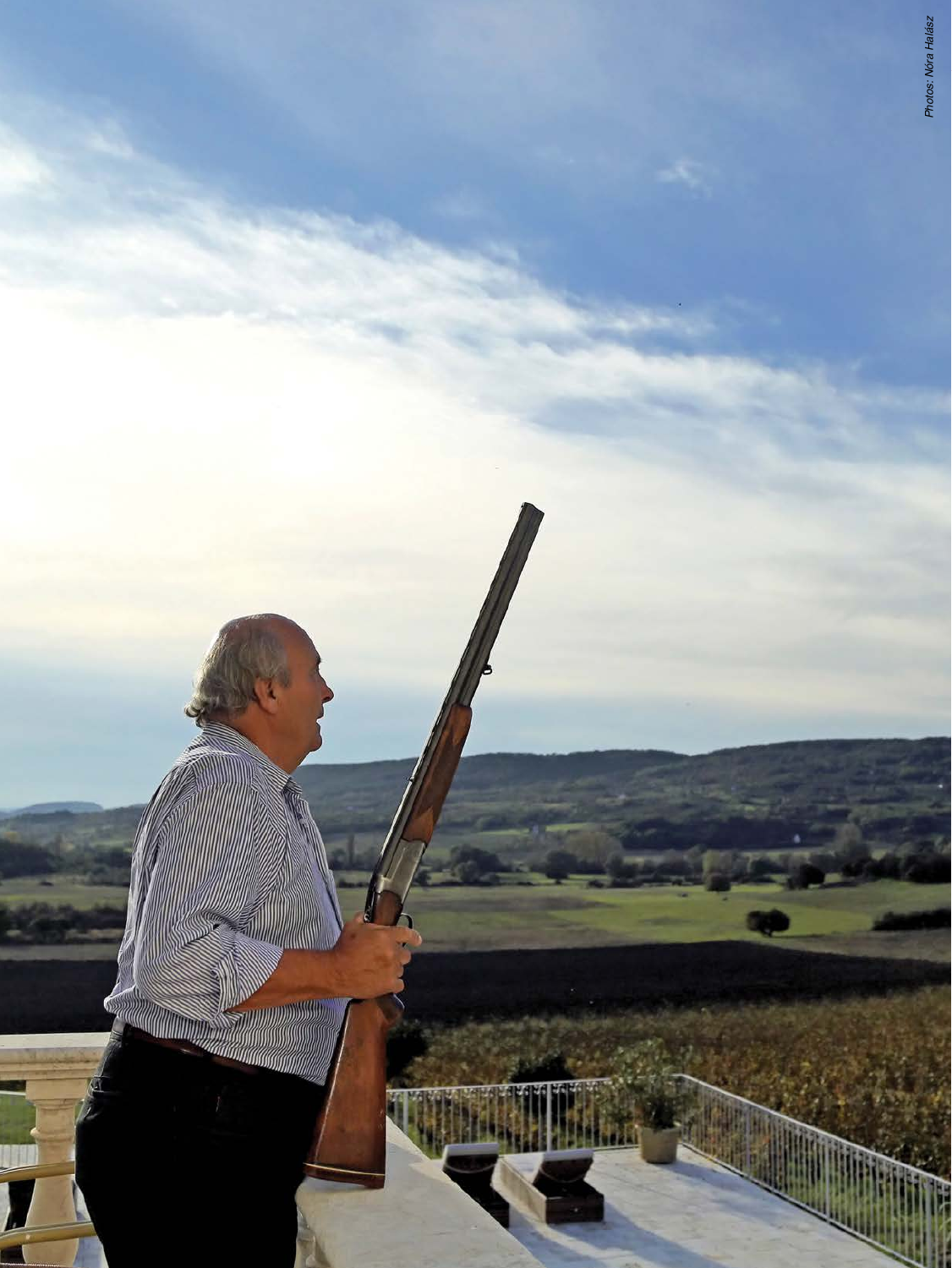Photos: Nóra Halász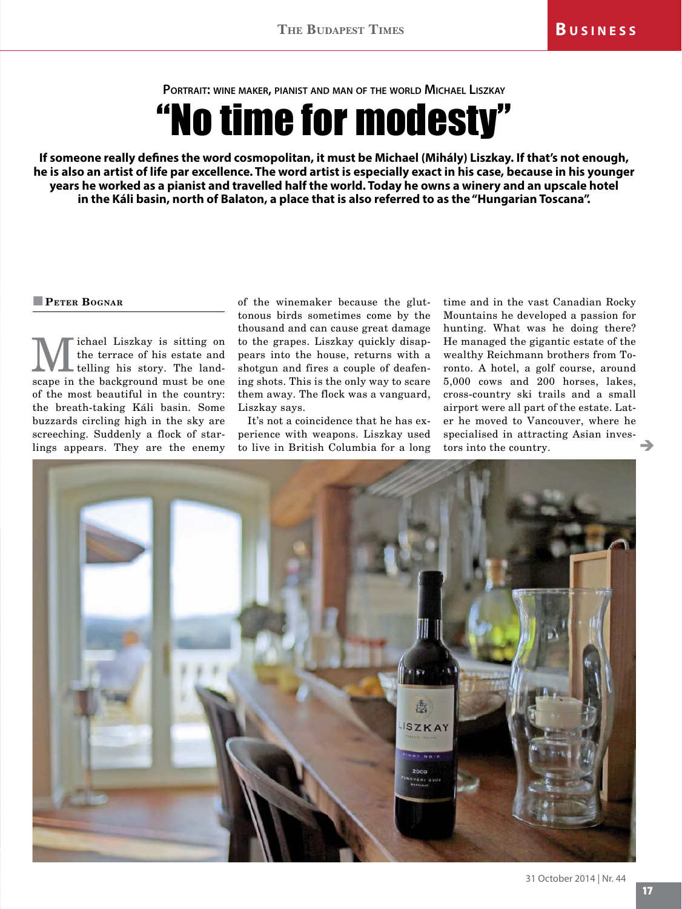**Portrait: wine maker, pianist and man of the world Michael Liszkay**

# "No time for modesty"

**If someone really defines the word cosmopolitan, it must be Michael (Mihály) Liszkay. If that's not enough, he is also an artist of life par excellence. The word artist is especially exact in his case, because in his younger years he worked as a pianist and travelled half the world. Today he owns a winery and an upscale hotel in the Káli basin, north of Balaton, a place that is also referred to as the "Hungarian Toscana".**

**Peter Bognar**

Michael Liszkay is sitting on the terrace of his estate and telling his story. The landscape in the background must be one of the most beautiful in the country: the breath-taking Káli basin. Some buzzards circling high in the sky are screeching. Suddenly a flock of starlings appears. They are the enemy of the winemaker because the gluttonous birds sometimes come by the thousand and can cause great damage to the grapes. Liszkay quickly disappears into the house, returns with a shotgun and fires a couple of deafening shots. This is the only way to scare them away. The flock was a vanguard, Liszkay says.

It's not a coincidence that he has experience with weapons. Liszkay used to live in British Columbia for a long time and in the vast Canadian Rocky Mountains he developed a passion for hunting. What was he doing there? He managed the gigantic estate of the wealthy Reichmann brothers from Toronto. A hotel, a golf course, around 5,000 cows and 200 horses, lakes, cross-country ski trails and a small airport were all part of the estate. Later he moved to Vancouver, where he specialised in attracting Asian investors into the country.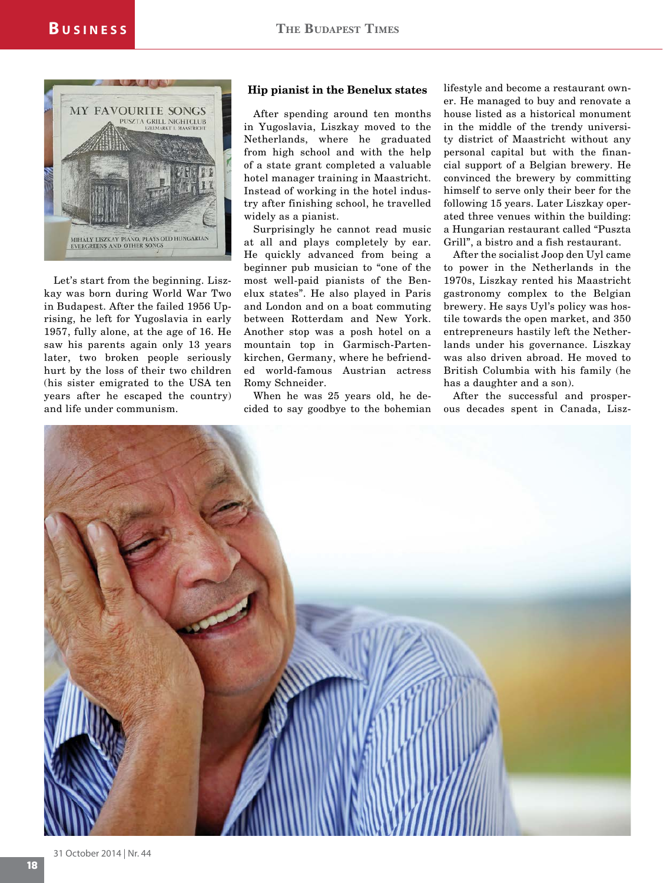Let's start from the beginning. Liszkay was born during World War Two in Budapest. After the failed 1956 Uprising, he left for Yugoslavia in early 1957, fully alone, at the age of 16. He saw his parents again only 13 years later, two broken people seriously hurt by the loss of their two children (his sister emigrated to the USA ten years after he escaped the country) and life under communism.

### Hip pianist in the Benelux states

After spending around ten months in Yugoslavia, Liszkay moved to the Netherlands, where he graduated from high school and with the help of a state grant completed a valuable hotel manager training in Maastricht. Instead of working in the hotel industry after finishing school, he travelled widely as a pianist.

Surprisingly he cannot read music at all and plays completely by ear. He quickly advanced from being a beginner pub musician to "one of the most well-paid pianists of the Benelux states". He also played in Paris and London and on a boat commuting between Rotterdam and New York. Another stop was a posh hotel on a mountain top in Garmisch-Partenkirchen, Germany, where he befriended world-famous Austrian actress Romy Schneider.

When he was 25 years old, he decided to say goodbye to the bohemian lifestyle and become a restaurant owner. He managed to buy and renovate a house listed as a historical monument in the middle of the trendy university district of Maastricht without any personal capital but with the financial support of a Belgian brewery. He convinced the brewery by committing himself to serve only their beer for the following 15 years. Later Liszkay operated three venues within the building: a Hungarian restaurant called "Puszta Grill", a bistro and a fish restaurant.

After the socialist Joop den Uyl came to power in the Netherlands in the 1970s, Liszkay rented his Maastricht gastronomy complex to the Belgian brewery. He says Uyl's policy was hostile towards the open market, and 350 entrepreneurs hastily left the Netherlands under his governance. Liszkay was also driven abroad. He moved to British Columbia with his family (he has a daughter and a son).

After the successful and prosperous decades spent in Canada, Lisz-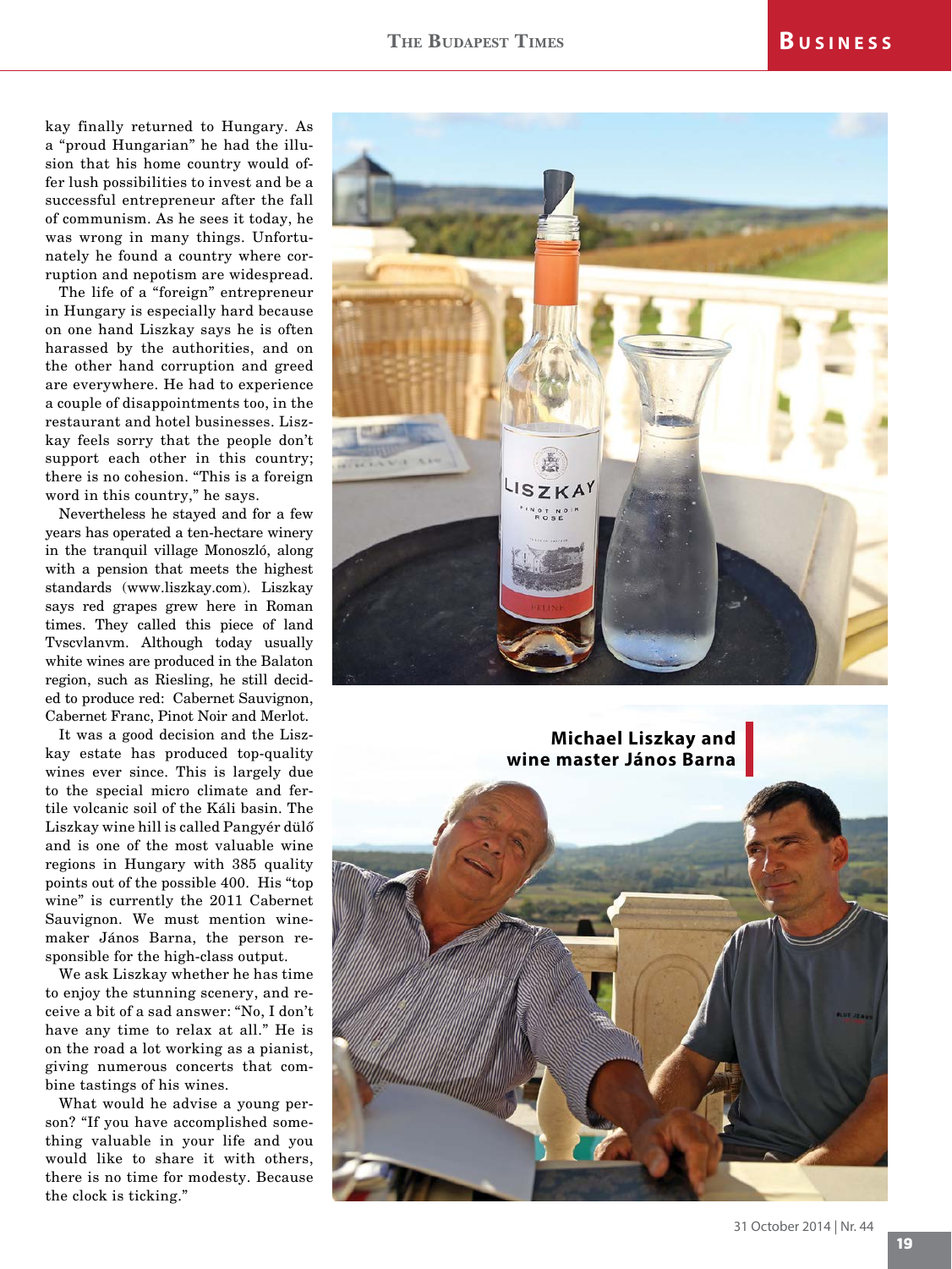kay finally returned to Hungary. As a "proud Hungarian" he had the illusion that his home country would offer lush possibilities to invest and be a successful entrepreneur after the fall of communism. As he sees it today, he was wrong in many things. Unfortunately he found a country where corruption and nepotism are widespread.

The life of a "foreign" entrepreneur in Hungary is especially hard because on one hand Liszkay says he is often harassed by the authorities, and on the other hand corruption and greed are everywhere. He had to experience a couple of disappointments too, in the restaurant and hotel businesses. Liszkay feels sorry that the people don't support each other in this country; there is no cohesion. "This is a foreign word in this country," he says.

Nevertheless he stayed and for a few years has operated a ten-hectare winery in the tranquil village Monoszló, along with a pension that meets the highest standards (www.liszkay.com). Liszkay says red grapes grew here in Roman times. They called this piece of land Tvscvlanvm. Although today usually white wines are produced in the Balaton region, such as Riesling, he still decided to produce red: Cabernet Sauvignon, Cabernet Franc, Pinot Noir and Merlot.

It was a good decision and the Liszkay estate has produced top-quality wines ever since. This is largely due to the special micro climate and fertile volcanic soil of the Káli basin. The Liszkay wine hill is called Pangyér dűlő and is one of the most valuable wine regions in Hungary with 385 quality points out of the possible 400. His "top wine" is currently the 2011 Cabernet Sauvignon. We must mention winemaker János Barna, the person responsible for the high-class output.

We ask Liszkay whether he has time to enjoy the stunning scenery, and receive a bit of a sad answer: "No, I don't have any time to relax at all." He is on the road a lot working as a pianist, giving numerous concerts that combine tastings of his wines.

What would he advise a young person? "If you have accomplished something valuable in your life and you would like to share it with others, there is no time for modesty. Because the clock is ticking."

**Michael Liszkay and wine master János Barna**